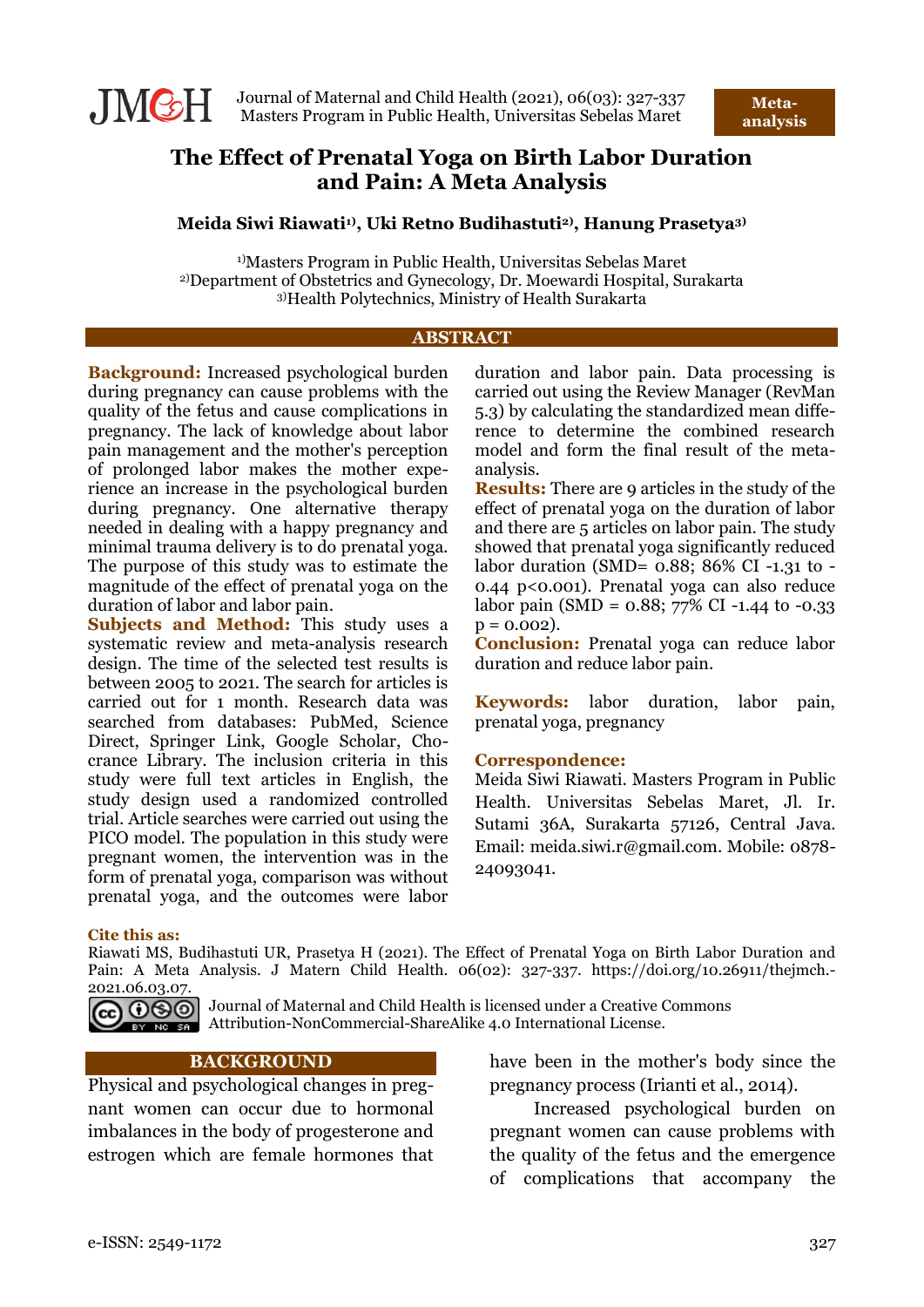Meta-analysis

# The Effect of Prenatal Yoga on Birth Labor Duration and Pain: A Meta Analysis

**Meida Siwi Riawati[1)], Uki Retno Budihastuti[2)], Hanung Prasetya[3)]**

[1)]Masters Program in Public Health, Universitas Sebelas Maret
[2)]Department of Obstetrics and Gynecology, Dr. Moewardi Hospital, Surakarta
[3)]Health Polytechnics, Ministry of Health Surakarta

## ABSTRACT

**Background:** Increased psychological burden during pregnancy can cause problems with the quality of the fetus and cause complications in pregnancy. The lack of knowledge about labor pain management and the mother's perception of prolonged labor makes the mother experience an increase in the psychological burden during pregnancy. One alternative therapy needed in dealing with a happy pregnancy and minimal trauma delivery is to do prenatal yoga. The purpose of this study was to estimate the magnitude of the effect of prenatal yoga on the duration of labor and labor pain.

**Subjects and Method:** This study uses a systematic review and meta-analysis research design. The time of the selected test results is between 2005 to 2021. The search for articles is carried out for 1 month. Research data was searched from databases: PubMed, Science Direct, Springer Link, Google Scholar, Chocrance Library. The inclusion criteria in this study were full text articles in English, the study design used a randomized controlled trial. Article searches were carried out using the PICO model. The population in this study were pregnant women, the intervention was in the form of prenatal yoga, comparison was without prenatal yoga, and the outcomes were labor duration and labor pain. Data processing is carried out using the Review Manager (RevMan 5.3) by calculating the standardized mean difference to determine the combined research model and form the final result of the meta-analysis.

**Results:** There are 9 articles in the study of the effect of prenatal yoga on the duration of labor and there are 5 articles on labor pain. The study showed that prenatal yoga significantly reduced labor duration (SMD= 0.88; 86% CI -1.31 to -0.44 $p<0.001$). Prenatal yoga can also reduce labor pain (SMD = 0.88; 77% CI -1.44 to -0.33 $p = 0.002$).

**Conclusion:** Prenatal yoga can reduce labor duration and reduce labor pain.

**Keywords:** labor duration, labor pain, prenatal yoga, pregnancy

**Correspondence:**
Meida Siwi Riawati. Masters Program in Public Health. Universitas Sebelas Maret, Jl. Ir. Sutami 36A, Surakarta 57126, Central Java. Email: meida.siwi.r@gmail.com. Mobile: 0878-24093041.

**Cite this as:**
Riawati MS, Budihastuti UR, Prasetya H (2021). The Effect of Prenatal Yoga on Birth Labor Duration and Pain: A Meta Analysis. J Matern Child Health. 06(02): 327-337. https://doi.org/10.26911/thejmch.-2021.06.03.07.

Journal of Maternal and Child Health is licensed under a Creative Commons Attribution-NonCommercial-ShareAlike 4.0 International License.

## BACKGROUND

Physical and psychological changes in pregnant women can occur due to hormonal imbalances in the body of progesterone and estrogen which are female hormones that have been in the mother's body since the pregnancy process (Irianti et al., 2014).

Increased psychological burden on pregnant women can cause problems with the quality of the fetus and the emergence of complications that accompany the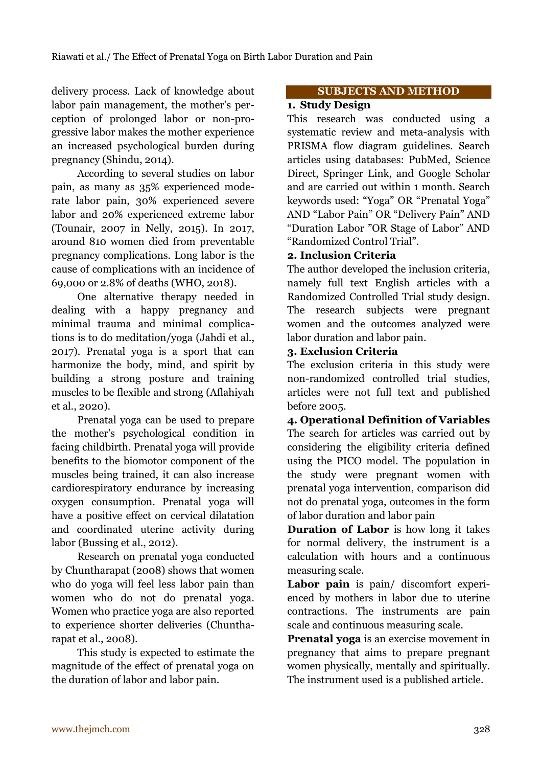delivery process. Lack of knowledge about labor pain management, the mother's perception of prolonged labor or non-progressive labor makes the mother experience an increased psychological burden during pregnancy (Shindu, 2014).

According to several studies on labor pain, as many as 35% experienced moderate labor pain, 30% experienced severe labor and 20% experienced extreme labor (Tounair, 2007 in Nelly, 2015). In 2017, around 810 women died from preventable pregnancy complications. Long labor is the cause of complications with an incidence of 69,000 or 2.8% of deaths (WHO, 2018).

One alternative therapy needed in dealing with a happy pregnancy and minimal trauma and minimal complications is to do meditation/yoga (Jahdi et al., 2017). Prenatal yoga is a sport that can harmonize the body, mind, and spirit by building a strong posture and training muscles to be flexible and strong (Aflahiyah et al., 2020).

Prenatal yoga can be used to prepare the mother's psychological condition in facing childbirth. Prenatal yoga will provide benefits to the biomotor component of the muscles being trained, it can also increase cardiorespiratory endurance by increasing oxygen consumption. Prenatal yoga will have a positive effect on cervical dilatation and coordinated uterine activity during labor (Bussing et al., 2012).

Research on prenatal yoga conducted by Chuntharapat (2008) shows that women who do yoga will feel less labor pain than women who do not do prenatal yoga. Women who practice yoga are also reported to experience shorter deliveries (Chuntharapat et al., 2008).

This study is expected to estimate the magnitude of the effect of prenatal yoga on the duration of labor and labor pain.

## SUBJECTS AND METHOD

### 1. Study Design

This research was conducted using a systematic review and meta-analysis with PRISMA flow diagram guidelines. Search articles using databases: PubMed, Science Direct, Springer Link, and Google Scholar and are carried out within 1 month. Search keywords used: "Yoga" OR "Prenatal Yoga" AND "Labor Pain" OR "Delivery Pain" AND "Duration Labor "OR Stage of Labor" AND "Randomized Control Trial".

### 2. Inclusion Criteria

The author developed the inclusion criteria, namely full text English articles with a Randomized Controlled Trial study design. The research subjects were pregnant women and the outcomes analyzed were labor duration and labor pain.

### 3. Exclusion Criteria

The exclusion criteria in this study were non-randomized controlled trial studies, articles were not full text and published before 2005.

### 4. Operational Definition of Variables

The search for articles was carried out by considering the eligibility criteria defined using the PICO model. The population in the study were pregnant women with prenatal yoga intervention, comparison did not do prenatal yoga, outcomes in the form of labor duration and labor pain

**Duration of Labor** is how long it takes for normal delivery, the instrument is a calculation with hours and a continuous measuring scale.

**Labor pain** is pain/ discomfort experienced by mothers in labor due to uterine contractions. The instruments are pain scale and continuous measuring scale.

**Prenatal yoga** is an exercise movement in pregnancy that aims to prepare pregnant women physically, mentally and spiritually. The instrument used is a published article.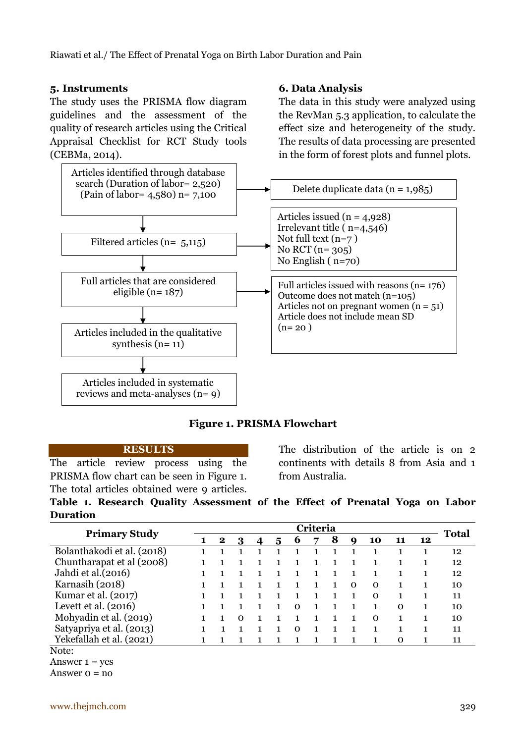### 5. Instruments

The study uses the PRISMA flow diagram guidelines and the assessment of the quality of research articles using the Critical Appraisal Checklist for RCT Study tools (CEBMa, 2014).

### 6. Data Analysis

The data in this study were analyzed using the RevMan 5.3 application, to calculate the effect size and heterogeneity of the study. The results of data processing are presented in the form of forest plots and funnel plots.

Articles identified through database search (Duration of labor= 2,520) (Pain of labor= 4,580) n= 7,100

→ Delete duplicate data (n = 1,985)

Filtered articles (n= 5,115)

→ Articles issued (n = 4,928)
Irrelevant title ( n=4,546)
Not full text (n=7 )
No RCT (n= 305)
No English ( n=70)

Full articles that are considered eligible (n= 187)

→ Full articles issued with reasons (n= 176)
Outcome does not match (n=105)
Articles not on pregnant women (n = 51)
Article does not include mean SD
(n= 20 )

Articles included in the qualitative synthesis (n= 11)

Articles included in systematic reviews and meta-analyses (n= 9)

**Figure 1. PRISMA Flowchart**

## RESULTS

The article review process using the PRISMA flow chart can be seen in Figure 1. The total articles obtained were 9 articles. The distribution of the article is on 2 continents with details 8 from Asia and 1 from Australia.

**Table 1. Research Quality Assessment of the Effect of Prenatal Yoga on Labor Duration**

| Primary Study | Criteria | | | | | | | | | | | | Total |
|---|---|---|---|---|---|---|---|---|---|---|---|---|---|
| | 1 | 2 | 3 | 4 | 5 | 6 | 7 | 8 | 9 | 10 | 11 | 12 | |
| Bolanthakodi et al. (2018) | 1 | 1 | 1 | 1 | 1 | 1 | 1 | 1 | 1 | 1 | 1 | 1 | 12 |
| Chuntharapat et al (2008) | 1 | 1 | 1 | 1 | 1 | 1 | 1 | 1 | 1 | 1 | 1 | 1 | 12 |
| Jahdi et al.(2016) | 1 | 1 | 1 | 1 | 1 | 1 | 1 | 1 | 1 | 1 | 1 | 1 | 12 |
| Karnasih (2018) | 1 | 1 | 1 | 1 | 1 | 1 | 1 | 1 | 0 | 0 | 1 | 1 | 10 |
| Kumar et al. (2017) | 1 | 1 | 1 | 1 | 1 | 1 | 1 | 1 | 1 | 0 | 1 | 1 | 11 |
| Levett et al. (2016) | 1 | 1 | 1 | 1 | 1 | 0 | 1 | 1 | 1 | 1 | 0 | 1 | 10 |
| Mohyadin et al. (2019) | 1 | 1 | 0 | 1 | 1 | 1 | 1 | 1 | 1 | 0 | 1 | 1 | 10 |
| Satyapriya et al. (2013) | 1 | 1 | 1 | 1 | 1 | 0 | 1 | 1 | 1 | 1 | 1 | 1 | 11 |
| Yekefallah et al. (2021) | 1 | 1 | 1 | 1 | 1 | 1 | 1 | 1 | 1 | 1 | 0 | 1 | 11 |

Note:
Answer 1 = yes
Answer 0 = no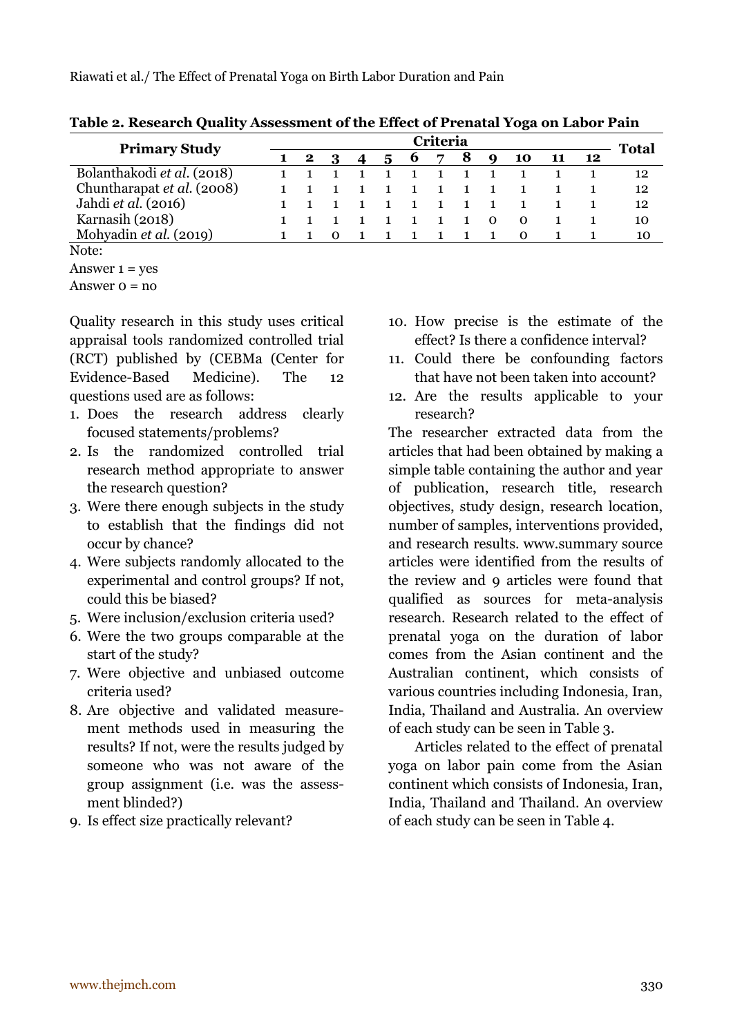**Table 2. Research Quality Assessment of the Effect of Prenatal Yoga on Labor Pain**

| Primary Study | Criteria | | | | | | | | | | | | Total |
|---|---|---|---|---|---|---|---|---|---|---|---|---|---|
| | 1 | 2 | 3 | 4 | 5 | 6 | 7 | 8 | 9 | 10 | 11 | 12 | |
| Bolanthakodi *et al.* (2018) | 1 | 1 | 1 | 1 | 1 | 1 | 1 | 1 | 1 | 1 | 1 | 1 | 12 |
| Chuntharapat *et al.* (2008) | 1 | 1 | 1 | 1 | 1 | 1 | 1 | 1 | 1 | 1 | 1 | 1 | 12 |
| Jahdi *et al.* (2016) | 1 | 1 | 1 | 1 | 1 | 1 | 1 | 1 | 1 | 1 | 1 | 1 | 12 |
| Karnasih (2018) | 1 | 1 | 1 | 1 | 1 | 1 | 1 | 1 | 0 | 0 | 1 | 1 | 10 |
| Mohyadin *et al.* (2019) | 1 | 1 | 0 | 1 | 1 | 1 | 1 | 1 | 1 | 0 | 1 | 1 | 10 |

Note:

Answer 1 = yes

Answer 0 = no

Quality research in this study uses critical appraisal tools randomized controlled trial (RCT) published by (CEBMa (Center for Evidence-Based Medicine). The 12 questions used are as follows:

1. Does the research address clearly focused statements/problems?
2. Is the randomized controlled trial research method appropriate to answer the research question?
3. Were there enough subjects in the study to establish that the findings did not occur by chance?
4. Were subjects randomly allocated to the experimental and control groups? If not, could this be biased?
5. Were inclusion/exclusion criteria used?
6. Were the two groups comparable at the start of the study?
7. Were objective and unbiased outcome criteria used?
8. Are objective and validated measurement methods used in measuring the results? If not, were the results judged by someone who was not aware of the group assignment (i.e. was the assessment blinded?)
9. Is effect size practically relevant?
10. How precise is the estimate of the effect? Is there a confidence interval?
11. Could there be confounding factors that have not been taken into account?
12. Are the results applicable to your research?

The researcher extracted data from the articles that had been obtained by making a simple table containing the author and year of publication, research title, research objectives, study design, research location, number of samples, interventions provided, and research results. www.summary source articles were identified from the results of the review and 9 articles were found that qualified as sources for meta-analysis research. Research related to the effect of prenatal yoga on the duration of labor comes from the Asian continent and the Australian continent, which consists of various countries including Indonesia, Iran, India, Thailand and Australia. An overview of each study can be seen in Table 3.

Articles related to the effect of prenatal yoga on labor pain come from the Asian continent which consists of Indonesia, Iran, India, Thailand and Thailand. An overview of each study can be seen in Table 4.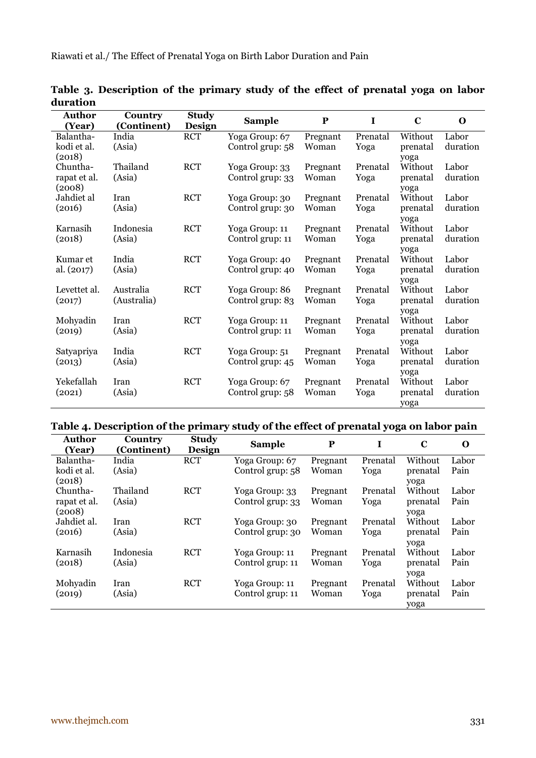**Table 3. Description of the primary study of the effect of prenatal yoga on labor duration**

| Author (Year) | Country (Continent) | Study Design | Sample | P | I | C | O |
|---|---|---|---|---|---|---|---|
| Balanthakodi et al. (2018) | India (Asia) | RCT | Yoga Group: 67 Control grup: 58 | Pregnant Woman | Prenatal Yoga | Without prenatal yoga | Labor duration |
| Chuntharapat et al. (2008) | Thailand (Asia) | RCT | Yoga Group: 33 Control grup: 33 | Pregnant Woman | Prenatal Yoga | Without prenatal yoga | Labor duration |
| Jahdiet al (2016) | Iran (Asia) | RCT | Yoga Group: 30 Control grup: 30 | Pregnant Woman | Prenatal Yoga | Without prenatal yoga | Labor duration |
| Karnasih (2018) | Indonesia (Asia) | RCT | Yoga Group: 11 Control grup: 11 | Pregnant Woman | Prenatal Yoga | Without prenatal yoga | Labor duration |
| Kumar et al. (2017) | India (Asia) | RCT | Yoga Group: 40 Control grup: 40 | Pregnant Woman | Prenatal Yoga | Without prenatal yoga | Labor duration |
| Levettet al. (2017) | Australia (Australia) | RCT | Yoga Group: 86 Control grup: 83 | Pregnant Woman | Prenatal Yoga | Without prenatal yoga | Labor duration |
| Mohyadin (2019) | Iran (Asia) | RCT | Yoga Group: 11 Control grup: 11 | Pregnant Woman | Prenatal Yoga | Without prenatal yoga | Labor duration |
| Satyapriya (2013) | India (Asia) | RCT | Yoga Group: 51 Control grup: 45 | Pregnant Woman | Prenatal Yoga | Without prenatal yoga | Labor duration |
| Yekefallah (2021) | Iran (Asia) | RCT | Yoga Group: 67 Control grup: 58 | Pregnant Woman | Prenatal Yoga | Without prenatal yoga | Labor duration |

**Table 4. Description of the primary study of the effect of prenatal yoga on labor pain**

| Author (Year) | Country (Continent) | Study Design | Sample | P | I | C | O |
|---|---|---|---|---|---|---|---|
| Balanthakodi et al. (2018) | India (Asia) | RCT | Yoga Group: 67 Control grup: 58 | Pregnant Woman | Prenatal Yoga | Without prenatal yoga | Labor Pain |
| Chuntharapat et al. (2008) | Thailand (Asia) | RCT | Yoga Group: 33 Control grup: 33 | Pregnant Woman | Prenatal Yoga | Without prenatal yoga | Labor Pain |
| Jahdiet al. (2016) | Iran (Asia) | RCT | Yoga Group: 30 Control grup: 30 | Pregnant Woman | Prenatal Yoga | Without prenatal yoga | Labor Pain |
| Karnasih (2018) | Indonesia (Asia) | RCT | Yoga Group: 11 Control grup: 11 | Pregnant Woman | Prenatal Yoga | Without prenatal yoga | Labor Pain |
| Mohyadin (2019) | Iran (Asia) | RCT | Yoga Group: 11 Control grup: 11 | Pregnant Woman | Prenatal Yoga | Without prenatal yoga | Labor Pain |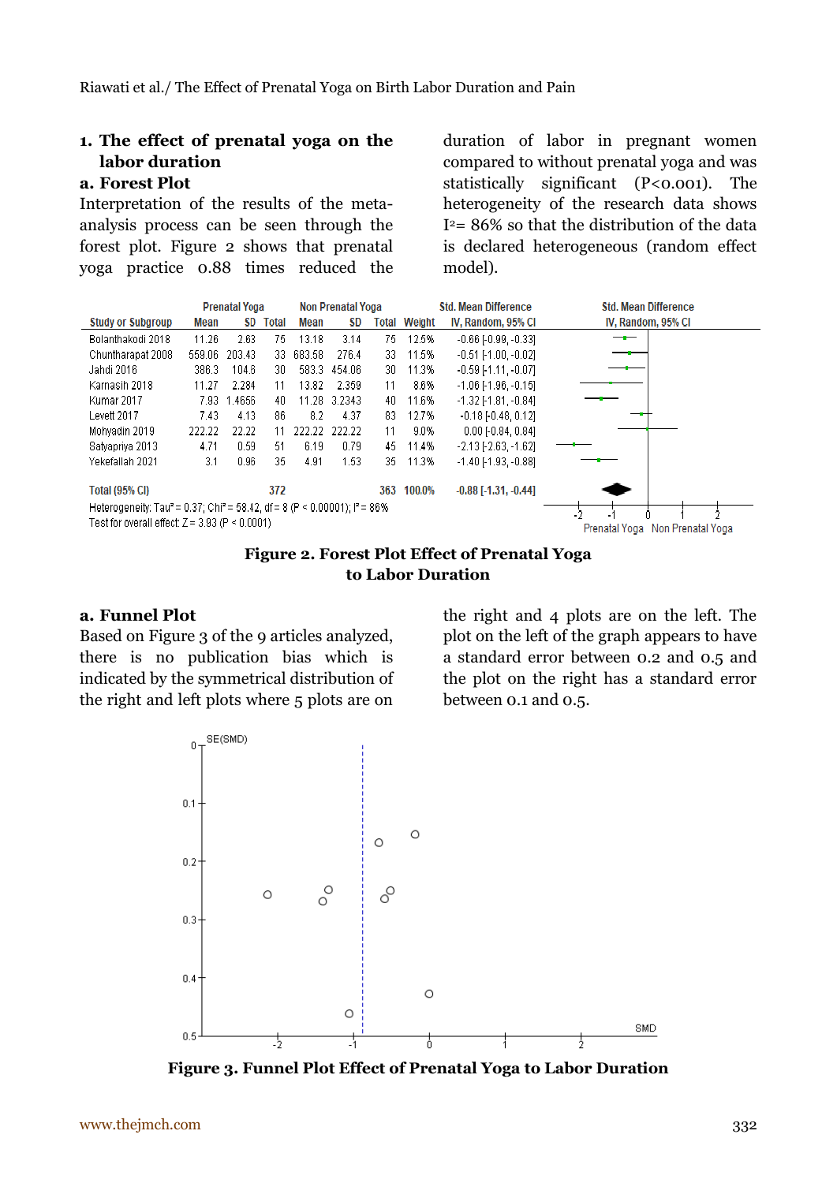## 1. The effect of prenatal yoga on the labor duration

### a. Forest Plot

Interpretation of the results of the meta-analysis process can be seen through the forest plot. Figure 2 shows that prenatal yoga practice 0.88 times reduced the duration of labor in pregnant women compared to without prenatal yoga and was statistically significant (P<0.001). The heterogeneity of the research data shows $I^2$= 86% so that the distribution of the data is declared heterogeneous (random effect model).

| Study or Subgroup | Prenatal Yoga Mean | Prenatal Yoga SD | Prenatal Yoga Total | Non Prenatal Yoga Mean | Non Prenatal Yoga SD | Non Prenatal Yoga Total | Weight | Std. Mean Difference IV, Random, 95% CI |
|---|---|---|---|---|---|---|---|---|
| Bolanthakodi 2018 | 11.26 | 2.63 | 75 | 13.18 | 3.14 | 75 | 12.5% | -0.66 [-0.99, -0.33] |
| Chuntharapat 2008 | 559.06 | 203.43 | 33 | 683.58 | 276.4 | 33 | 11.5% | -0.51 [-1.00, -0.02] |
| Jahdi 2016 | 386.3 | 104.6 | 30 | 583.3 | 454.06 | 30 | 11.3% | -0.59 [-1.11, -0.07] |
| Karnasih 2018 | 11.27 | 2.284 | 11 | 13.82 | 2.359 | 11 | 8.6% | -1.06 [-1.96, -0.15] |
| Kumar 2017 | 7.93 | 1.4656 | 40 | 11.28 | 3.2343 | 40 | 11.6% | -1.32 [-1.81, -0.84] |
| Levett 2017 | 7.43 | 4.13 | 86 | 8.2 | 4.37 | 83 | 12.7% | -0.18 [-0.48, 0.12] |
| Mohyadin 2019 | 222.22 | 22.22 | 11 | 222.22 | 222.22 | 11 | 9.0% | 0.00 [-0.84, 0.84] |
| Satyapriya 2013 | 4.71 | 0.59 | 51 | 6.19 | 0.79 | 45 | 11.4% | -2.13 [-2.63, -1.62] |
| Yekefallah 2021 | 3.1 | 0.96 | 35 | 4.91 | 1.53 | 35 | 11.3% | -1.40 [-1.93, -0.88] |
| Total (95% CI) | | | 372 | | | 363 | 100.0% | -0.88 [-1.31, -0.44] |

Heterogeneity: $Tau^2 = 0.37$; $Chi^2 = 58.42$, df = 8 (P < 0.00001); $I^2 = 86\%$
Test for overall effect: Z = 3.93 (P < 0.0001)

**Figure 2. Forest Plot Effect of Prenatal Yoga to Labor Duration**

### a. Funnel Plot

Based on Figure 3 of the 9 articles analyzed, there is no publication bias which is indicated by the symmetrical distribution of the right and left plots where 5 plots are on the right and 4 plots are on the left. The plot on the left of the graph appears to have a standard error between 0.2 and 0.5 and the plot on the right has a standard error between 0.1 and 0.5.

**Figure 3. Funnel Plot Effect of Prenatal Yoga to Labor Duration**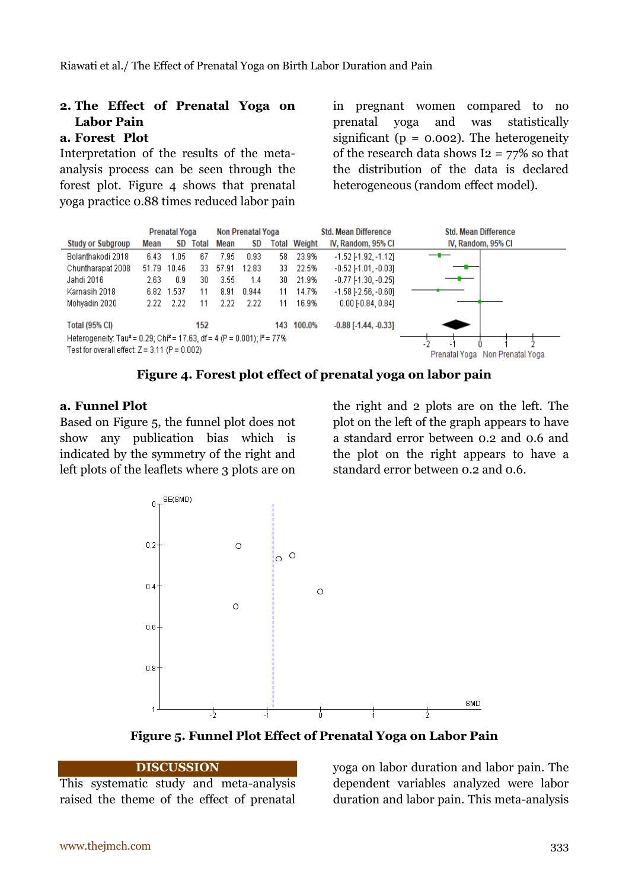## 2. The Effect of Prenatal Yoga on Labor Pain

### a. Forest Plot

Interpretation of the results of the meta-analysis process can be seen through the forest plot. Figure 4 shows that prenatal yoga practice 0.88 times reduced labor pain in pregnant women compared to no prenatal yoga and was statistically significant (p = 0.002). The heterogeneity of the research data shows I2 = 77% so that the distribution of the data is declared heterogeneous (random effect model).

| Study or Subgroup | Prenatal Yoga Mean | SD | Total | Non Prenatal Yoga Mean | SD | Total | Weight | Std. Mean Difference IV, Random, 95% CI |
|---|---|---|---|---|---|---|---|---|
| Bolanthakodi 2018 | 6.43 | 1.05 | 67 | 7.95 | 0.93 | 58 | 23.9% | -1.52 [-1.92, -1.12] |
| Chuntharapat 2008 | 51.79 | 10.46 | 33 | 57.91 | 12.83 | 33 | 22.5% | -0.52 [-1.01, -0.03] |
| Jahdi 2016 | 2.63 | 0.9 | 30 | 3.55 | 1.4 | 30 | 21.9% | -0.77 [-1.30, -0.25] |
| Karnasih 2018 | 6.82 | 1.537 | 11 | 8.91 | 0.944 | 11 | 14.7% | -1.58 [-2.56, -0.60] |
| Mohyadin 2020 | 2.22 | 2.22 | 11 | 2.22 | 2.22 | 11 | 16.9% | 0.00 [-0.84, 0.84] |
| **Total (95% CI)** | | | **152** | | | **143** | **100.0%** | **-0.88 [-1.44, -0.33]** |

Heterogeneity: Tau² = 0.29; Chi² = 17.63, df = 4 (P = 0.001); I² = 77%
Test for overall effect: Z = 3.11 (P = 0.002)

**Figure 4. Forest plot effect of prenatal yoga on labor pain**

### a. Funnel Plot

Based on Figure 5, the funnel plot does not show any publication bias which is indicated by the symmetry of the right and left plots of the leaflets where 3 plots are on the right and 2 plots are on the left. The plot on the left of the graph appears to have a standard error between 0.2 and 0.6 and the plot on the right appears to have a standard error between 0.2 and 0.6.

**Figure 5. Funnel Plot Effect of Prenatal Yoga on Labor Pain**

## DISCUSSION

This systematic study and meta-analysis raised the theme of the effect of prenatal yoga on labor duration and labor pain. The dependent variables analyzed were labor duration and labor pain. This meta-analysis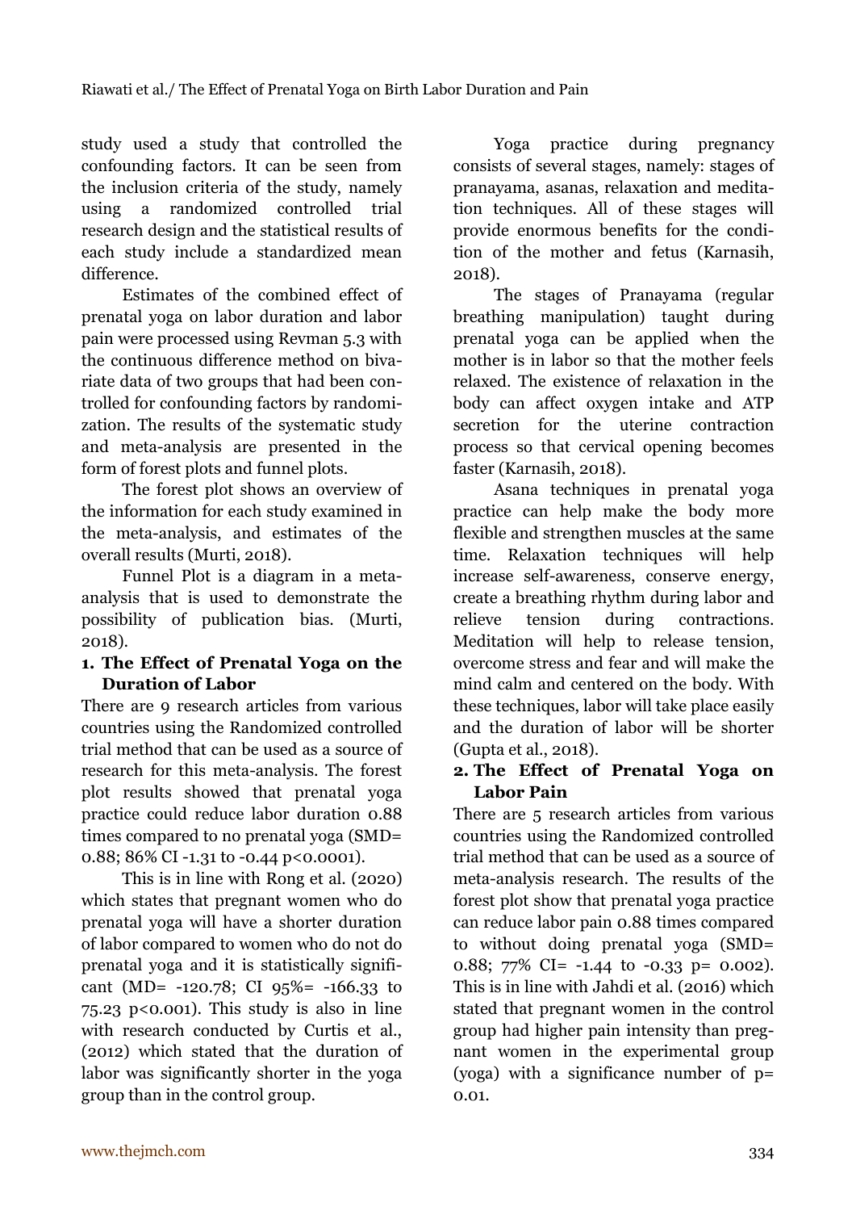study used a study that controlled the confounding factors. It can be seen from the inclusion criteria of the study, namely using a randomized controlled trial research design and the statistical results of each study include a standardized mean difference.

Estimates of the combined effect of prenatal yoga on labor duration and labor pain were processed using Revman 5.3 with the continuous difference method on bivariate data of two groups that had been controlled for confounding factors by randomization. The results of the systematic study and meta-analysis are presented in the form of forest plots and funnel plots.

The forest plot shows an overview of the information for each study examined in the meta-analysis, and estimates of the overall results (Murti, 2018).

Funnel Plot is a diagram in a meta-analysis that is used to demonstrate the possibility of publication bias. (Murti, 2018).

### 1. The Effect of Prenatal Yoga on the Duration of Labor

There are 9 research articles from various countries using the Randomized controlled trial method that can be used as a source of research for this meta-analysis. The forest plot results showed that prenatal yoga practice could reduce labor duration 0.88 times compared to no prenatal yoga (SMD= 0.88; 86% CI -1.31 to -0.44 p<0.0001).

This is in line with Rong et al. (2020) which states that pregnant women who do prenatal yoga will have a shorter duration of labor compared to women who do not do prenatal yoga and it is statistically significant (MD= -120.78; CI 95%= -166.33 to 75.23 p<0.001). This study is also in line with research conducted by Curtis et al., (2012) which stated that the duration of labor was significantly shorter in the yoga group than in the control group.

Yoga practice during pregnancy consists of several stages, namely: stages of pranayama, asanas, relaxation and meditation techniques. All of these stages will provide enormous benefits for the condition of the mother and fetus (Karnasih, 2018).

The stages of Pranayama (regular breathing manipulation) taught during prenatal yoga can be applied when the mother is in labor so that the mother feels relaxed. The existence of relaxation in the body can affect oxygen intake and ATP secretion for the uterine contraction process so that cervical opening becomes faster (Karnasih, 2018).

Asana techniques in prenatal yoga practice can help make the body more flexible and strengthen muscles at the same time. Relaxation techniques will help increase self-awareness, conserve energy, create a breathing rhythm during labor and relieve tension during contractions. Meditation will help to release tension, overcome stress and fear and will make the mind calm and centered on the body. With these techniques, labor will take place easily and the duration of labor will be shorter (Gupta et al., 2018).

### 2. The Effect of Prenatal Yoga on Labor Pain

There are 5 research articles from various countries using the Randomized controlled trial method that can be used as a source of meta-analysis research. The results of the forest plot show that prenatal yoga practice can reduce labor pain 0.88 times compared to without doing prenatal yoga (SMD= 0.88; 77% CI= -1.44 to -0.33 p= 0.002). This is in line with Jahdi et al. (2016) which stated that pregnant women in the control group had higher pain intensity than pregnant women in the experimental group (yoga) with a significance number of p= 0.01.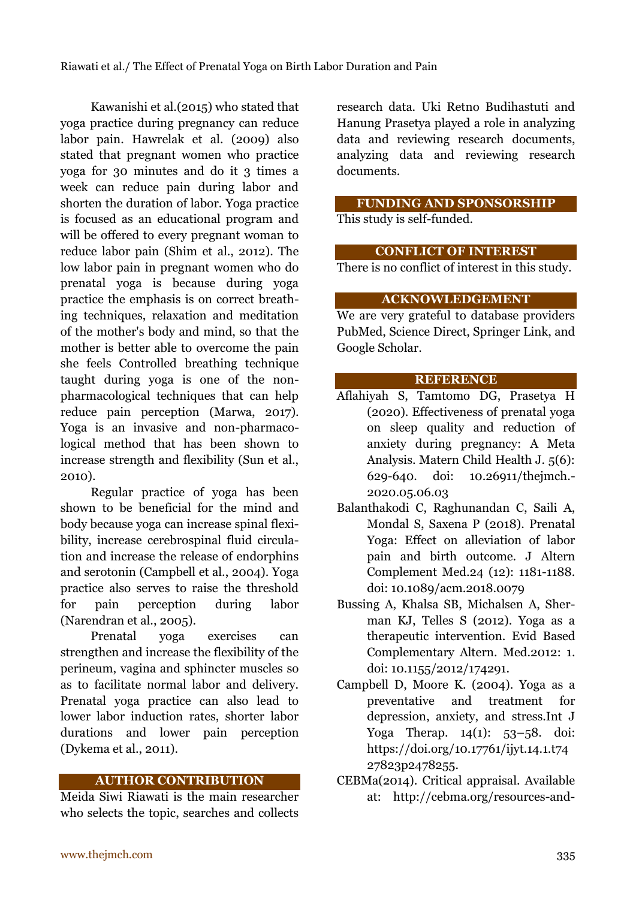Kawanishi et al.(2015) who stated that yoga practice during pregnancy can reduce labor pain. Hawrelak et al. (2009) also stated that pregnant women who practice yoga for 30 minutes and do it 3 times a week can reduce pain during labor and shorten the duration of labor. Yoga practice is focused as an educational program and will be offered to every pregnant woman to reduce labor pain (Shim et al., 2012). The low labor pain in pregnant women who do prenatal yoga is because during yoga practice the emphasis is on correct breathing techniques, relaxation and meditation of the mother's body and mind, so that the mother is better able to overcome the pain she feels Controlled breathing technique taught during yoga is one of the non-pharmacological techniques that can help reduce pain perception (Marwa, 2017). Yoga is an invasive and non-pharmacological method that has been shown to increase strength and flexibility (Sun et al., 2010).

Regular practice of yoga has been shown to be beneficial for the mind and body because yoga can increase spinal flexibility, increase cerebrospinal fluid circulation and increase the release of endorphins and serotonin (Campbell et al., 2004). Yoga practice also serves to raise the threshold for pain perception during labor (Narendran et al., 2005).

Prenatal yoga exercises can strengthen and increase the flexibility of the perineum, vagina and sphincter muscles so as to facilitate normal labor and delivery. Prenatal yoga practice can also lead to lower labor induction rates, shorter labor durations and lower pain perception (Dykema et al., 2011).

## AUTHOR CONTRIBUTION

Meida Siwi Riawati is the main researcher who selects the topic, searches and collects research data. Uki Retno Budihastuti and Hanung Prasetya played a role in analyzing data and reviewing research documents, analyzing data and reviewing research documents.

## FUNDING AND SPONSORSHIP

This study is self-funded.

## CONFLICT OF INTEREST

There is no conflict of interest in this study.

## ACKNOWLEDGEMENT

We are very grateful to database providers PubMed, Science Direct, Springer Link, and Google Scholar.

## REFERENCE

Aflahiyah S, Tamtomo DG, Prasetya H (2020). Effectiveness of prenatal yoga on sleep quality and reduction of anxiety during pregnancy: A Meta Analysis. Matern Child Health J. 5(6): 629-640. doi: 10.26911/thejmch.-2020.05.06.03

Balanthakodi C, Raghunandan C, Saili A, Mondal S, Saxena P (2018). Prenatal Yoga: Effect on alleviation of labor pain and birth outcome. J Altern Complement Med.24 (12): 1181-1188. doi: 10.1089/acm.2018.0079

Bussing A, Khalsa SB, Michalsen A, Sherman KJ, Telles S (2012). Yoga as a therapeutic intervention. Evid Based Complementary Altern. Med.2012: 1. doi: 10.1155/2012/174291.

Campbell D, Moore K. (2004). Yoga as a preventative and treatment for depression, anxiety, and stress.Int J Yoga Therap. 14(1): 53–58. doi: https://doi.org/10.17761/ijyt.14.1.t7427823p2478255.

CEBMa(2014). Critical appraisal. Available at: http://cebma.org/resources-and-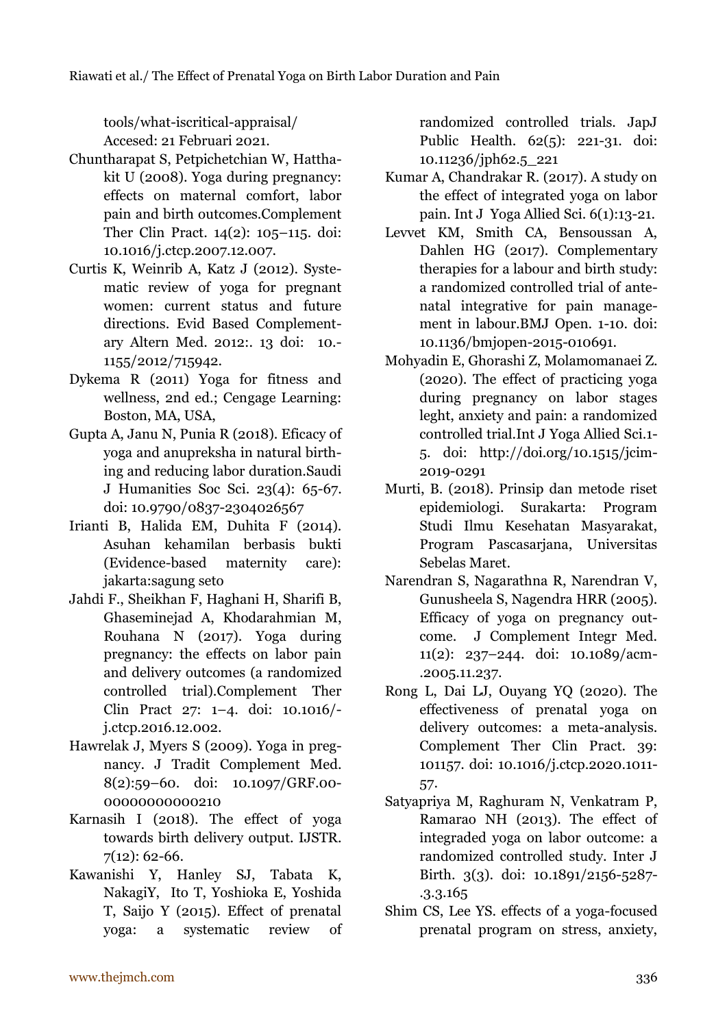tools/what-iscritical-appraisal/ Accesed: 21 Februari 2021.

Chuntharapat S, Petpichetchian W, Hatthakit U (2008). Yoga during pregnancy: effects on maternal comfort, labor pain and birth outcomes.Complement Ther Clin Pract. 14(2): 105–115. doi: 10.1016/j.ctcp.2007.12.007.

Curtis K, Weinrib A, Katz J (2012). Systematic review of yoga for pregnant women: current status and future directions. Evid Based Complementary Altern Med. 2012:. 13 doi: 10.1155/2012/715942.

Dykema R (2011) Yoga for fitness and wellness, 2nd ed.; Cengage Learning: Boston, MA, USA,

Gupta A, Janu N, Punia R (2018). Eficacy of yoga and anupreksha in natural birthing and reducing labor duration.Saudi J Humanities Soc Sci. 23(4): 65-67. doi: 10.9790/0837-2304026567

Irianti B, Halida EM, Duhita F (2014). Asuhan kehamilan berbasis bukti (Evidence-based maternity care): jakarta:sagung seto

Jahdi F., Sheikhan F, Haghani H, Sharifi B, Ghaseminejad A, Khodarahmian M, Rouhana N (2017). Yoga during pregnancy: the effects on labor pain and delivery outcomes (a randomized controlled trial).Complement Ther Clin Pract 27: 1–4. doi: 10.1016/j.ctcp.2016.12.002.

Hawrelak J, Myers S (2009). Yoga in pregnancy. J Tradit Complement Med. 8(2):59–60. doi: 10.1097/GRF.0000000000000210

Karnasih I (2018). The effect of yoga towards birth delivery output. IJSTR. 7(12): 62-66.

Kawanishi Y, Hanley SJ, Tabata K, NakagiY, Ito T, Yoshioka E, Yoshida T, Saijo Y (2015). Effect of prenatal yoga: a systematic review of randomized controlled trials. JapJ Public Health. 62(5): 221-31. doi: 10.11236/jph62.5_221

Kumar A, Chandrakar R. (2017). A study on the effect of integrated yoga on labor pain. Int J Yoga Allied Sci. 6(1):13-21.

Levvet KM, Smith CA, Bensoussan A, Dahlen HG (2017). Complementary therapies for a labour and birth study: a randomized controlled trial of antenatal integrative for pain management in labour.BMJ Open. 1-10. doi: 10.1136/bmjopen-2015-010691.

Mohyadin E, Ghorashi Z, Molamomanaei Z. (2020). The effect of practicing yoga during pregnancy on labor stages leght, anxiety and pain: a randomized controlled trial.Int J Yoga Allied Sci.1-5. doi: http://doi.org/10.1515/jcim-2019-0291

Murti, B. (2018). Prinsip dan metode riset epidemiologi. Surakarta: Program Studi Ilmu Kesehatan Masyarakat, Program Pascasarjana, Universitas Sebelas Maret.

Narendran S, Nagarathna R, Narendran V, Gunusheela S, Nagendra HRR (2005). Efficacy of yoga on pregnancy outcome. J Complement Integr Med. 11(2): 237–244. doi: 10.1089/acm.2005.11.237.

Rong L, Dai LJ, Ouyang YQ (2020). The effectiveness of prenatal yoga on delivery outcomes: a meta-analysis. Complement Ther Clin Pract. 39: 101157. doi: 10.1016/j.ctcp.2020.101157.

Satyapriya M, Raghuram N, Venkatram P, Ramarao NH (2013). The effect of integraded yoga on labor outcome: a randomized controlled study. Inter J Birth. 3(3). doi: 10.1891/2156-5287.3.3.165

Shim CS, Lee YS. effects of a yoga-focused prenatal program on stress, anxiety,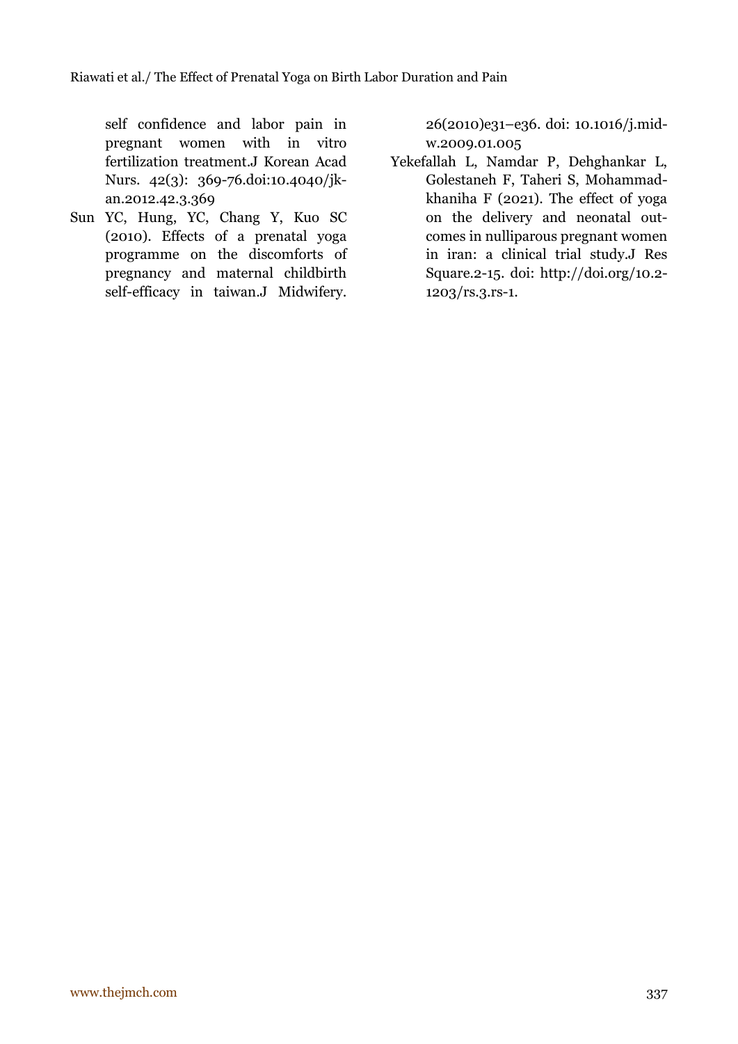self confidence and labor pain in pregnant women with in vitro fertilization treatment.J Korean Acad Nurs. 42(3): 369-76.doi:10.4040/jkan.2012.42.3.369

Sun YC, Hung, YC, Chang Y, Kuo SC (2010). Effects of a prenatal yoga programme on the discomforts of pregnancy and maternal childbirth self-efficacy in taiwan.J Midwifery. 26(2010)e31–e36. doi: 10.1016/j.midw.2009.01.005

Yekefallah L, Namdar P, Dehghankar L, Golestaneh F, Taheri S, Mohammadkhaniha F (2021). The effect of yoga on the delivery and neonatal outcomes in nulliparous pregnant women in iran: a clinical trial study.J Res Square.2-15. doi: http://doi.org/10.21203/rs.3.rs-1.